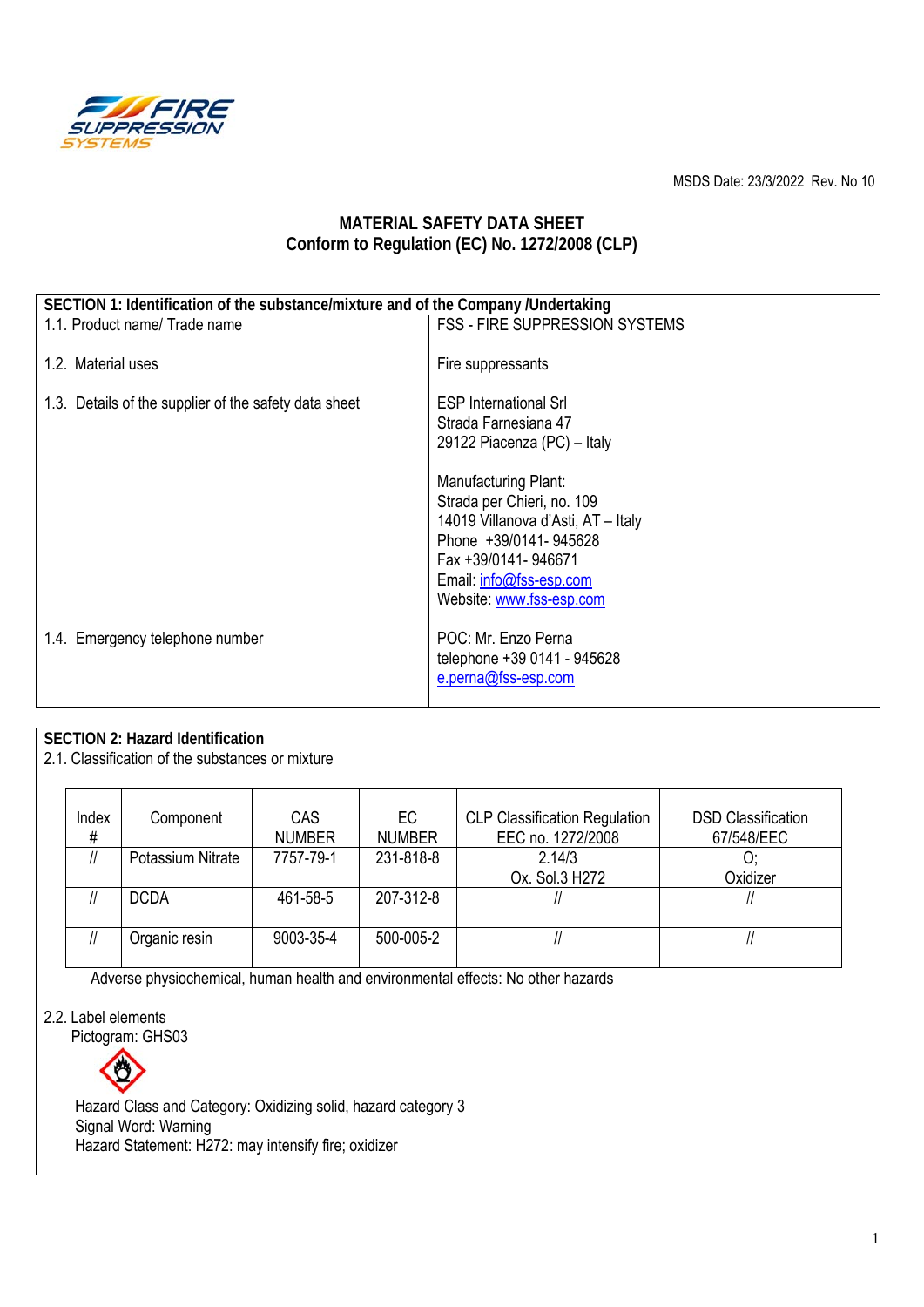MSDS Date: 23/3/2022 Rev. No 10

# MATERIAL SAFETY DATA SHEET
## Conform to Regulation (EC) No. 1272/2008 (CLP)

| SECTION 1: Identification of the substance/mixture and of the Company /Undertaking | |
|---|---|
| 1.1. Product name/ Trade name | FSS - FIRE SUPPRESSION SYSTEMS |
| 1.2. Material uses | Fire suppressants |
| 1.3. Details of the supplier of the safety data sheet | ESP International Srl<br>Strada Farnesiana 47<br>29122 Piacenza (PC) – Italy<br><br>Manufacturing Plant:<br>Strada per Chieri, no. 109<br>14019 Villanova d'Asti, AT – Italy<br>Phone +39/0141- 945628<br>Fax +39/0141- 946671<br>Email: info@fss-esp.com<br>Website: www.fss-esp.com |
| 1.4. Emergency telephone number | POC: Mr. Enzo Perna<br>telephone +39 0141 - 945628<br>e.perna@fss-esp.com |

**SECTION 2: Hazard Identification**

2.1. Classification of the substances or mixture

| Index # | Component | CAS NUMBER | EC NUMBER | CLP Classification Regulation EEC no. 1272/2008 | DSD Classification 67/548/EEC |
|---|---|---|---|---|---|
| // | Potassium Nitrate | 7757-79-1 | 231-818-8 | 2.14/3<br>Ox. Sol.3 H272 | O;<br>Oxidizer |
| // | DCDA | 461-58-5 | 207-312-8 | // | // |
| // | Organic resin | 9003-35-4 | 500-005-2 | // | // |

Adverse physiochemical, human health and environmental effects: No other hazards

2.2. Label elements

Pictogram: GHS03

Hazard Class and Category: Oxidizing solid, hazard category 3

Signal Word: Warning

Hazard Statement: H272: may intensify fire; oxidizer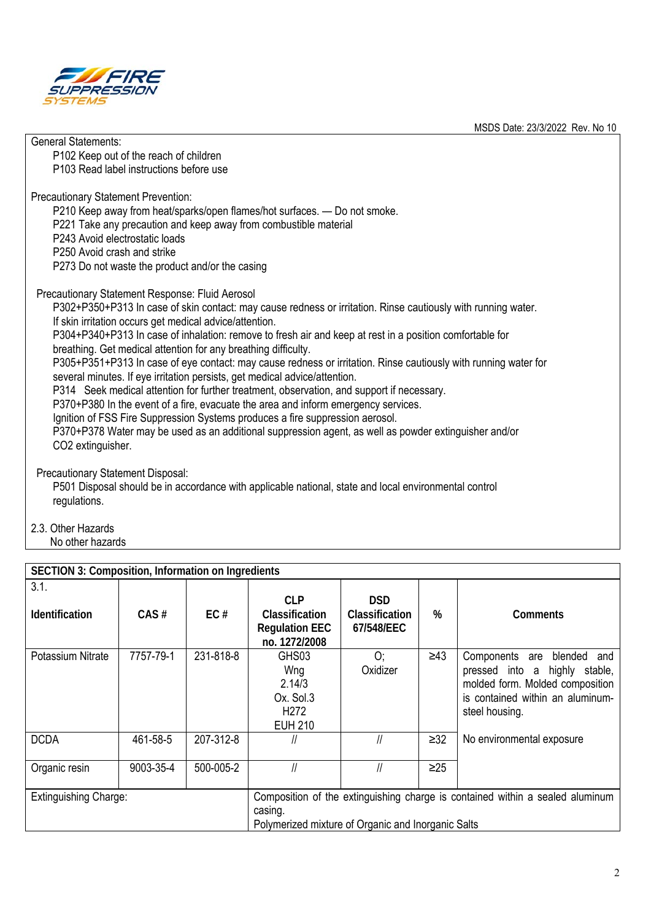General Statements:

P102 Keep out of the reach of children
P103 Read label instructions before use

Precautionary Statement Prevention:

P210 Keep away from heat/sparks/open flames/hot surfaces. — Do not smoke.
P221 Take any precaution and keep away from combustible material
P243 Avoid electrostatic loads
P250 Avoid crash and strike
P273 Do not waste the product and/or the casing

Precautionary Statement Response: Fluid Aerosol

P302+P350+P313 In case of skin contact: may cause redness or irritation. Rinse cautiously with running water. If skin irritation occurs get medical advice/attention.
P304+P340+P313 In case of inhalation: remove to fresh air and keep at rest in a position comfortable for breathing. Get medical attention for any breathing difficulty.
P305+P351+P313 In case of eye contact: may cause redness or irritation. Rinse cautiously with running water for several minutes. If eye irritation persists, get medical advice/attention.
P314 Seek medical attention for further treatment, observation, and support if necessary.
P370+P380 In the event of a fire, evacuate the area and inform emergency services.
Ignition of FSS Fire Suppression Systems produces a fire suppression aerosol.
P370+P378 Water may be used as an additional suppression agent, as well as powder extinguisher and/or $CO_2$ extinguisher.

Precautionary Statement Disposal:

P501 Disposal should be in accordance with applicable national, state and local environmental control regulations.

2.3. Other Hazards

No other hazards

## SECTION 3: Composition, Information on Ingredients

| 3.1. Identification | CAS # | EC # | CLP Classification Regulation EEC no. 1272/2008 | DSD Classification 67/548/EEC | % | Comments |
|---|---|---|---|---|---|---|
| Potassium Nitrate | 7757-79-1 | 231-818-8 | GHS03 Wng 2.14/3 Ox. Sol.3 H272 EUH 210 | O; Oxidizer | ≥43 | Components are blended and pressed into a highly stable, molded form. Molded composition is contained within an aluminum-steel housing. |
| DCDA | 461-58-5 | 207-312-8 | // | // | ≥32 | No environmental exposure |
| Organic resin | 9003-35-4 | 500-005-2 | // | // | ≥25 | |
| Extinguishing Charge: | | | Composition of the extinguishing charge is contained within a sealed aluminum casing. Polymerized mixture of Organic and Inorganic Salts | | | |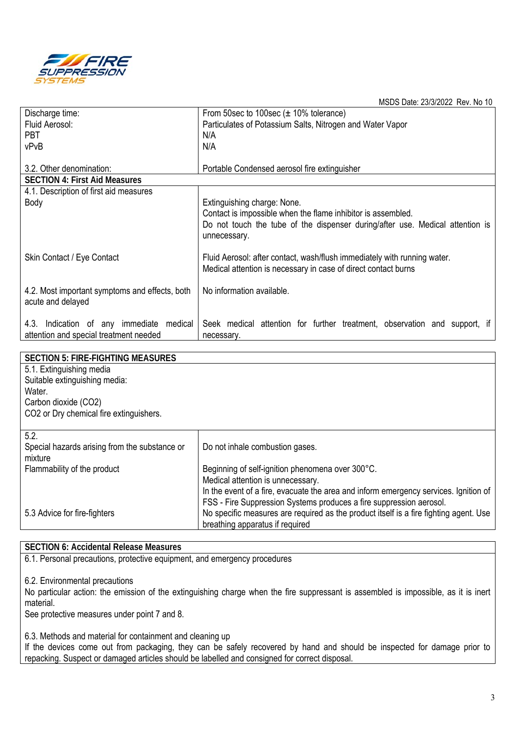MSDS Date: 23/3/2022 Rev. No 10

| | |
|---|---|
| Discharge time: | From 50sec to 100sec (± 10% tolerance) |
| Fluid Aerosol: | Particulates of Potassium Salts, Nitrogen and Water Vapor |
| PBT | N/A |
| vPvB | N/A |
| 3.2. Other denomination: | Portable Condensed aerosol fire extinguisher |

## SECTION 4: First Aid Measures

| | |
|---|---|
| 4.1. Description of first aid measures | |
| Body | Extinguishing charge: None.<br>Contact is impossible when the flame inhibitor is assembled.<br>Do not touch the tube of the dispenser during/after use. Medical attention is unnecessary. |
| Skin Contact / Eye Contact | Fluid Aerosol: after contact, wash/flush immediately with running water.<br>Medical attention is necessary in case of direct contact burns |
| 4.2. Most important symptoms and effects, both acute and delayed | No information available. |
| 4.3. Indication of any immediate medical attention and special treatment needed | Seek medical attention for further treatment, observation and support, if necessary. |

## SECTION 5: FIRE-FIGHTING MEASURES

5.1. Extinguishing media
Suitable extinguishing media:
Water.
Carbon dioxide ($CO_2$)
$CO_2$ or Dry chemical fire extinguishers.

| | |
|---|---|
| 5.2.<br>Special hazards arising from the substance or mixture | Do not inhale combustion gases. |
| Flammability of the product | Beginning of self-ignition phenomena over 300°C.<br>Medical attention is unnecessary.<br>In the event of a fire, evacuate the area and inform emergency services. Ignition of FSS - Fire Suppression Systems produces a fire suppression aerosol. |
| 5.3 Advice for fire-fighters | No specific measures are required as the product itself is a fire fighting agent. Use breathing apparatus if required |

## SECTION 6: Accidental Release Measures

6.1. Personal precautions, protective equipment, and emergency procedures

6.2. Environmental precautions
No particular action: the emission of the extinguishing charge when the fire suppressant is assembled is impossible, as it is inert material.
See protective measures under point 7 and 8.

6.3. Methods and material for containment and cleaning up
If the devices come out from packaging, they can be safely recovered by hand and should be inspected for damage prior to repacking. Suspect or damaged articles should be labelled and consigned for correct disposal.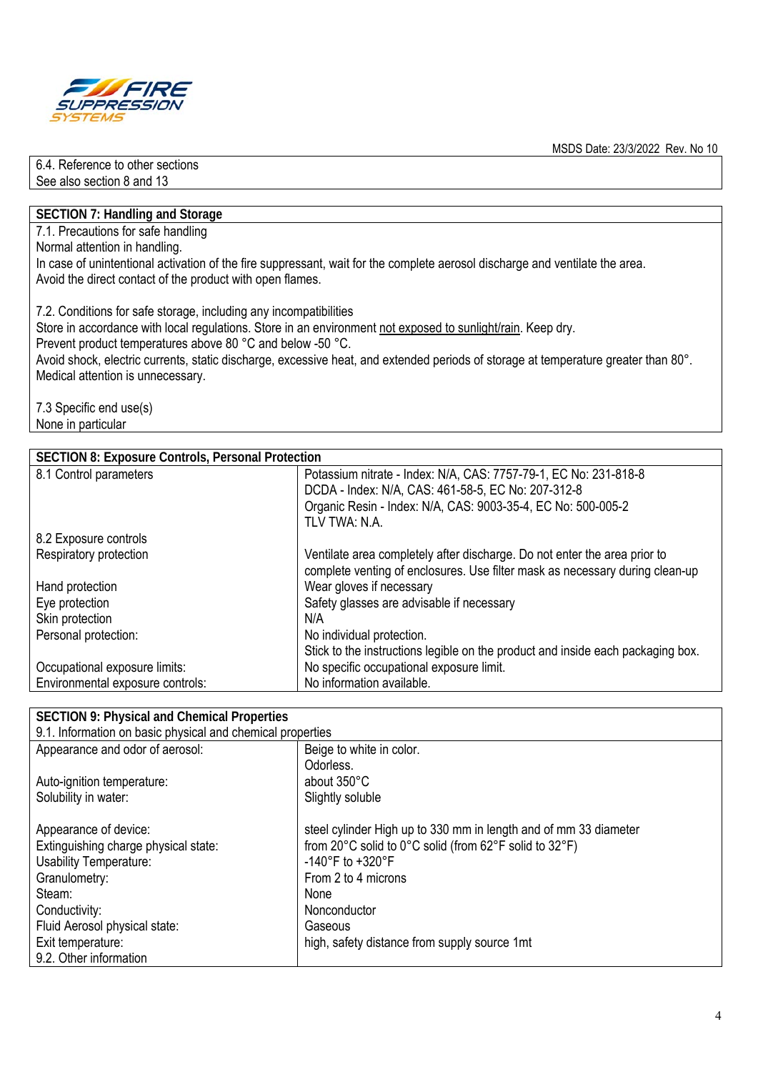6.4. Reference to other sections
See also section 8 and 13

## SECTION 7: Handling and Storage

7.1. Precautions for safe handling
Normal attention in handling.
In case of unintentional activation of the fire suppressant, wait for the complete aerosol discharge and ventilate the area.
Avoid the direct contact of the product with open flames.

7.2. Conditions for safe storage, including any incompatibilities
Store in accordance with local regulations. Store in an environment not exposed to sunlight/rain. Keep dry.
Prevent product temperatures above 80 °C and below -50 °C.
Avoid shock, electric currents, static discharge, excessive heat, and extended periods of storage at temperature greater than 80°.
Medical attention is unnecessary.

7.3 Specific end use(s)
None in particular

## SECTION 8: Exposure Controls, Personal Protection

| | |
|---|---|
| 8.1 Control parameters | Potassium nitrate - Index: N/A, CAS: 7757-79-1, EC No: 231-818-8<br>DCDA - Index: N/A, CAS: 461-58-5, EC No: 207-312-8<br>Organic Resin - Index: N/A, CAS: 9003-35-4, EC No: 500-005-2<br>TLV TWA: N.A. |
| 8.2 Exposure controls | |
| Respiratory protection | Ventilate area completely after discharge. Do not enter the area prior to complete venting of enclosures. Use filter mask as necessary during clean-up |
| Hand protection | Wear gloves if necessary |
| Eye protection | Safety glasses are advisable if necessary |
| Skin protection | N/A |
| Personal protection: | No individual protection.<br>Stick to the instructions legible on the product and inside each packaging box. |
| Occupational exposure limits: | No specific occupational exposure limit. |
| Environmental exposure controls: | No information available. |

## SECTION 9: Physical and Chemical Properties

9.1. Information on basic physical and chemical properties

| | |
|---|---|
| Appearance and odor of aerosol: | Beige to white in color.<br>Odorless. |
| Auto-ignition temperature: | about 350°C |
| Solubility in water: | Slightly soluble |
| Appearance of device: | steel cylinder High up to 330 mm in length and of mm 33 diameter |
| Extinguishing charge physical state: | from 20°C solid to 0°C solid (from 62°F solid to 32°F) |
| Usability Temperature: | -140°F to +320°F |
| Granulometry: | From 2 to 4 microns |
| Steam: | None |
| Conductivity: | Nonconductor |
| Fluid Aerosol physical state: | Gaseous |
| Exit temperature: | high, safety distance from supply source 1mt |
| 9.2. Other information | |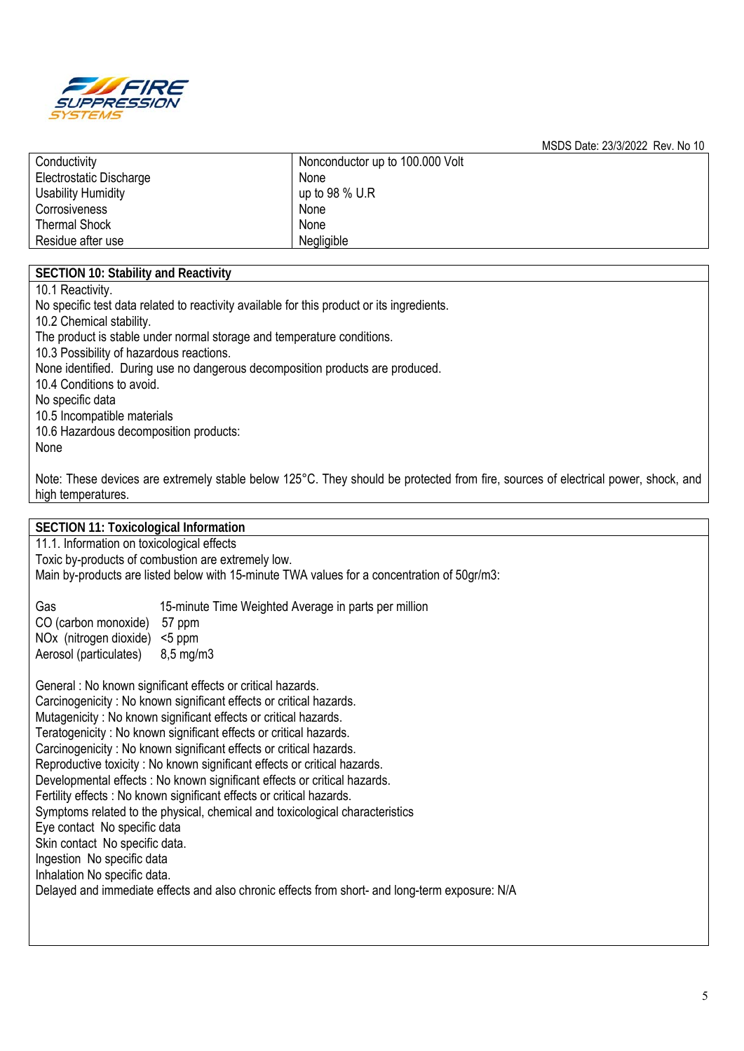MSDS Date: 23/3/2022 Rev. No 10

| | |
|---|---|
| Conductivity | Nonconductor up to 100.000 Volt |
| Electrostatic Discharge | None |
| Usability Humidity | up to 98 % U.R |
| Corrosiveness | None |
| Thermal Shock | None |
| Residue after use | Negligible |

## SECTION 10: Stability and Reactivity

10.1 Reactivity.

No specific test data related to reactivity available for this product or its ingredients.

10.2 Chemical stability.

The product is stable under normal storage and temperature conditions.

10.3 Possibility of hazardous reactions.

None identified. During use no dangerous decomposition products are produced.

10.4 Conditions to avoid.

No specific data

10.5 Incompatible materials

10.6 Hazardous decomposition products:

None

Note: These devices are extremely stable below 125°C. They should be protected from fire, sources of electrical power, shock, and high temperatures.

## SECTION 11: Toxicological Information

11.1. Information on toxicological effects

Toxic by-products of combustion are extremely low.

Main by-products are listed below with 15-minute TWA values for a concentration of 50gr/m3:

| Gas | 15-minute Time Weighted Average in parts per million |
|---|---|
| CO (carbon monoxide) | 57 ppm |
| NOx (nitrogen dioxide) | <5 ppm |
| Aerosol (particulates) | 8,5 mg/m3 |

General : No known significant effects or critical hazards.

Carcinogenicity : No known significant effects or critical hazards.

Mutagenicity : No known significant effects or critical hazards.

Teratogenicity : No known significant effects or critical hazards.

Carcinogenicity : No known significant effects or critical hazards.

Reproductive toxicity : No known significant effects or critical hazards.

Developmental effects : No known significant effects or critical hazards.

Fertility effects : No known significant effects or critical hazards.

Symptoms related to the physical, chemical and toxicological characteristics

Eye contact No specific data

Skin contact No specific data.

Ingestion No specific data

Inhalation No specific data.

Delayed and immediate effects and also chronic effects from short- and long-term exposure: N/A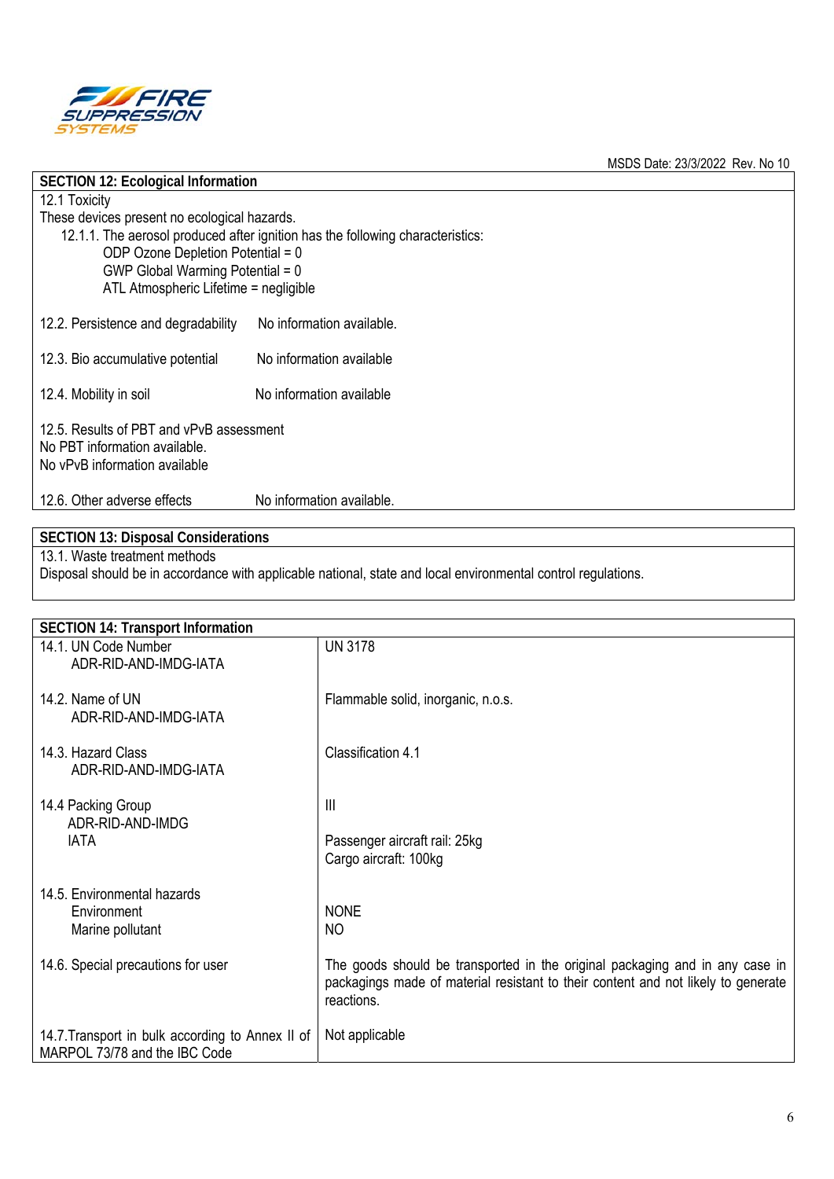MSDS Date: 23/3/2022 Rev. No 10

## SECTION 12: Ecological Information

12.1 Toxicity

These devices present no ecological hazards.

12.1.1. The aerosol produced after ignition has the following characteristics:

- ODP Ozone Depletion Potential = 0
- GWP Global Warming Potential = 0
- ATL Atmospheric Lifetime = negligible

12.2. Persistence and degradability — No information available.

12.3. Bio accumulative potential — No information available

12.4. Mobility in soil — No information available

12.5. Results of PBT and vPvB assessment

No PBT information available.

No vPvB information available

12.6. Other adverse effects — No information available.

## SECTION 13: Disposal Considerations

13.1. Waste treatment methods

Disposal should be in accordance with applicable national, state and local environmental control regulations.

## SECTION 14: Transport Information

| | |
|---|---|
| 14.1. UN Code Number<br>ADR-RID-AND-IMDG-IATA | UN 3178 |
| 14.2. Name of UN<br>ADR-RID-AND-IMDG-IATA | Flammable solid, inorganic, n.o.s. |
| 14.3. Hazard Class<br>ADR-RID-AND-IMDG-IATA | Classification 4.1 |
| 14.4 Packing Group<br>ADR-RID-AND-IMDG<br>IATA | III<br><br>Passenger aircraft rail: 25kg<br>Cargo aircraft: 100kg |
| 14.5. Environmental hazards<br>Environment<br>Marine pollutant | <br>NONE<br>NO |
| 14.6. Special precautions for user | The goods should be transported in the original packaging and in any case in packagings made of material resistant to their content and not likely to generate reactions. |
| 14.7.Transport in bulk according to Annex II of MARPOL 73/78 and the IBC Code | Not applicable |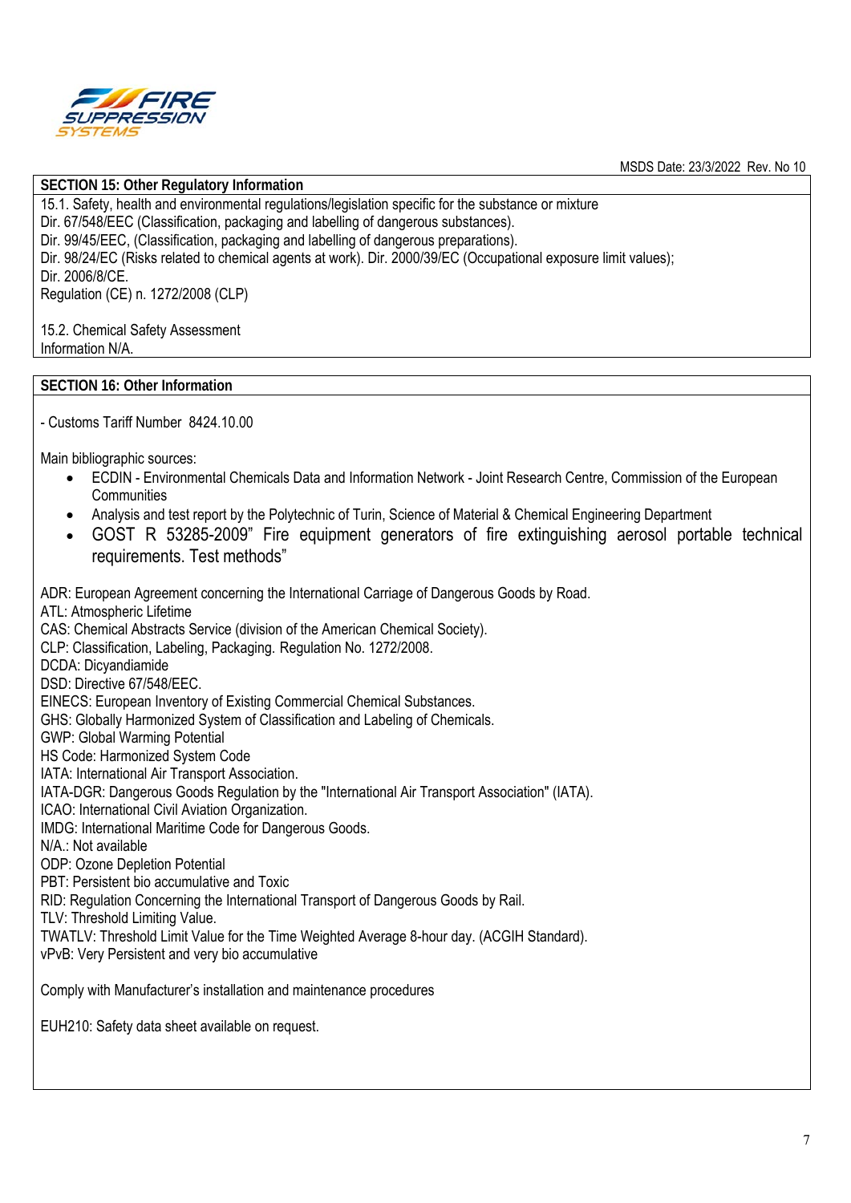MSDS Date: 23/3/2022 Rev. No 10

## SECTION 15: Other Regulatory Information

15.1. Safety, health and environmental regulations/legislation specific for the substance or mixture
Dir. 67/548/EEC (Classification, packaging and labelling of dangerous substances).
Dir. 99/45/EEC, (Classification, packaging and labelling of dangerous preparations).
Dir. 98/24/EC (Risks related to chemical agents at work). Dir. 2000/39/EC (Occupational exposure limit values);
Dir. 2006/8/CE.
Regulation (CE) n. 1272/2008 (CLP)

15.2. Chemical Safety Assessment
Information N/A.

## SECTION 16: Other Information

- Customs Tariff Number 8424.10.00

Main bibliographic sources:

- ECDIN - Environmental Chemicals Data and Information Network - Joint Research Centre, Commission of the European Communities
- Analysis and test report by the Polytechnic of Turin, Science of Material & Chemical Engineering Department
- GOST R 53285-2009" Fire equipment generators of fire extinguishing aerosol portable technical requirements. Test methods"

ADR: European Agreement concerning the International Carriage of Dangerous Goods by Road.
ATL: Atmospheric Lifetime
CAS: Chemical Abstracts Service (division of the American Chemical Society).
CLP: Classification, Labeling, Packaging. Regulation No. 1272/2008.
DCDA: Dicyandiamide
DSD: Directive 67/548/EEC.
EINECS: European Inventory of Existing Commercial Chemical Substances.
GHS: Globally Harmonized System of Classification and Labeling of Chemicals.
GWP: Global Warming Potential
HS Code: Harmonized System Code
IATA: International Air Transport Association.
IATA-DGR: Dangerous Goods Regulation by the "International Air Transport Association" (IATA).
ICAO: International Civil Aviation Organization.
IMDG: International Maritime Code for Dangerous Goods.
N/A.: Not available
ODP: Ozone Depletion Potential
PBT: Persistent bio accumulative and Toxic
RID: Regulation Concerning the International Transport of Dangerous Goods by Rail.
TLV: Threshold Limiting Value.
TWATLV: Threshold Limit Value for the Time Weighted Average 8-hour day. (ACGIH Standard).
vPvB: Very Persistent and very bio accumulative

Comply with Manufacturer's installation and maintenance procedures

EUH210: Safety data sheet available on request.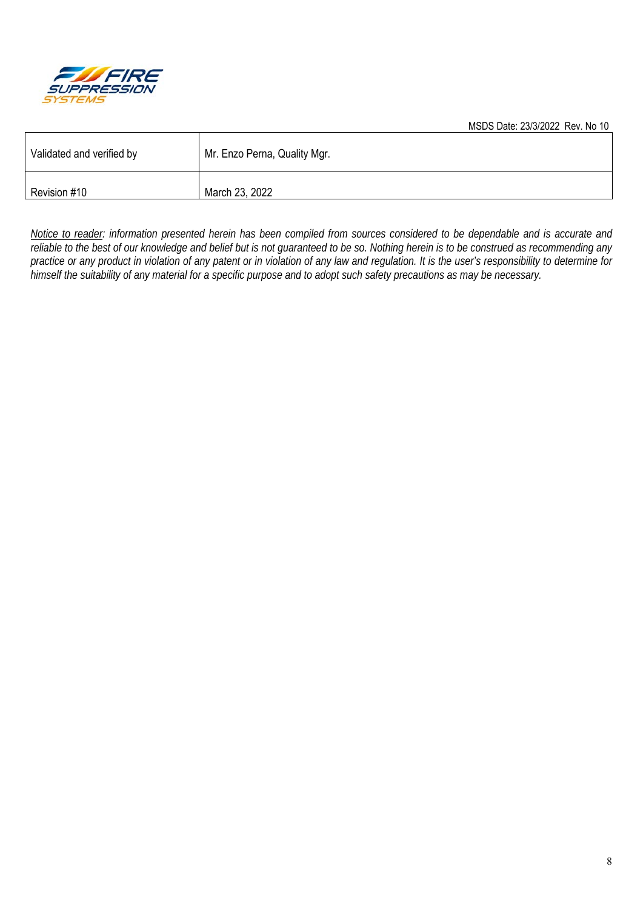| | |
|---|---|
| Validated and verified by | Mr. Enzo Perna, Quality Mgr. |
| Revision #10 | March 23, 2022 |

*Notice to reader: information presented herein has been compiled from sources considered to be dependable and is accurate and reliable to the best of our knowledge and belief but is not guaranteed to be so. Nothing herein is to be construed as recommending any practice or any product in violation of any patent or in violation of any law and regulation. It is the user's responsibility to determine for himself the suitability of any material for a specific purpose and to adopt such safety precautions as may be necessary.*